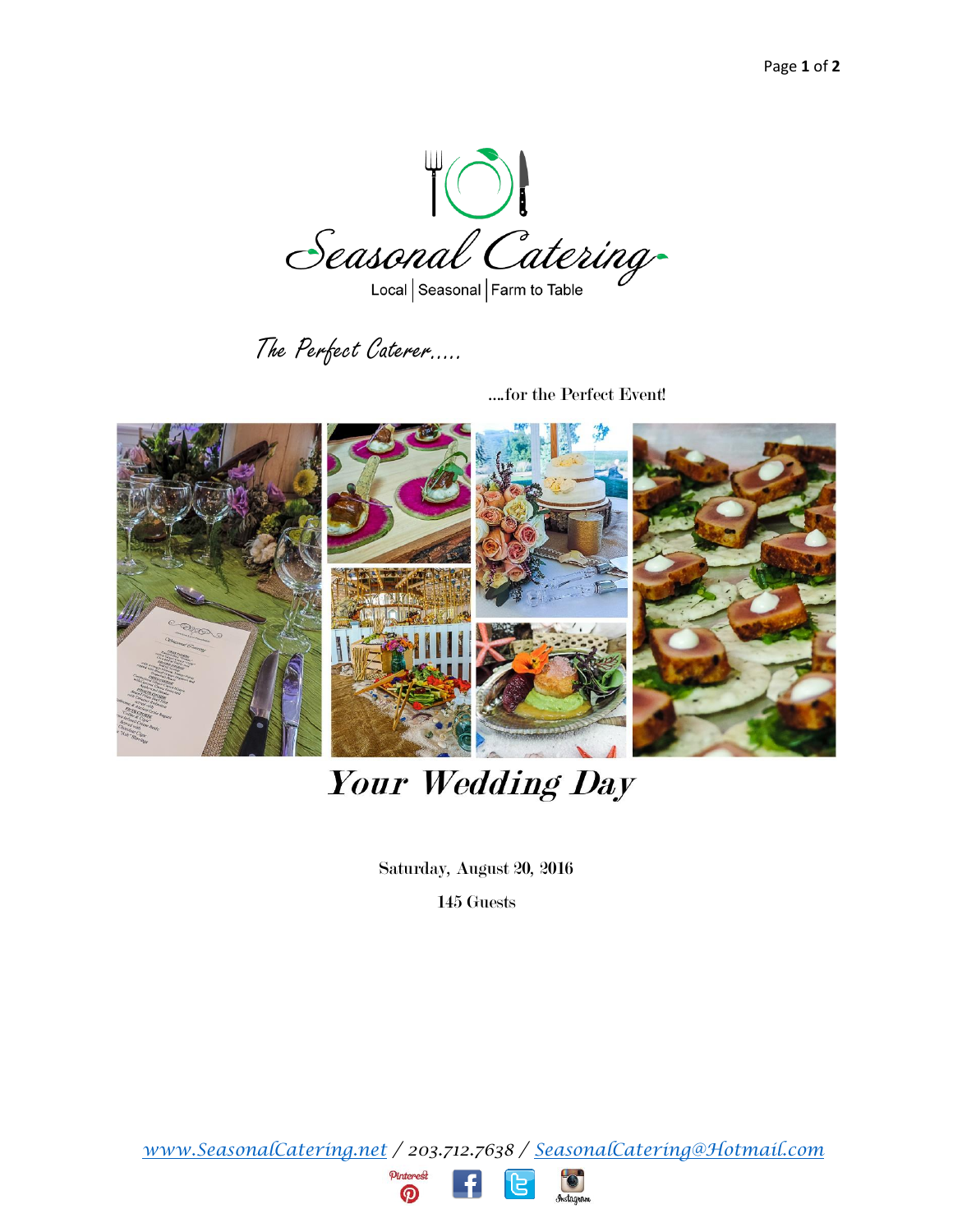# Seasonal Catering

Local | Seasonal | Farm to Table

*The Perfect Caterer.....*

....for the Perfect Event!

# *Your Wedding Day*

Saturday, August 20, 2016

145 Guests

*www.SeasonalCatering.net / 203.712.7638 / SeasonalCatering@Hotmail.com*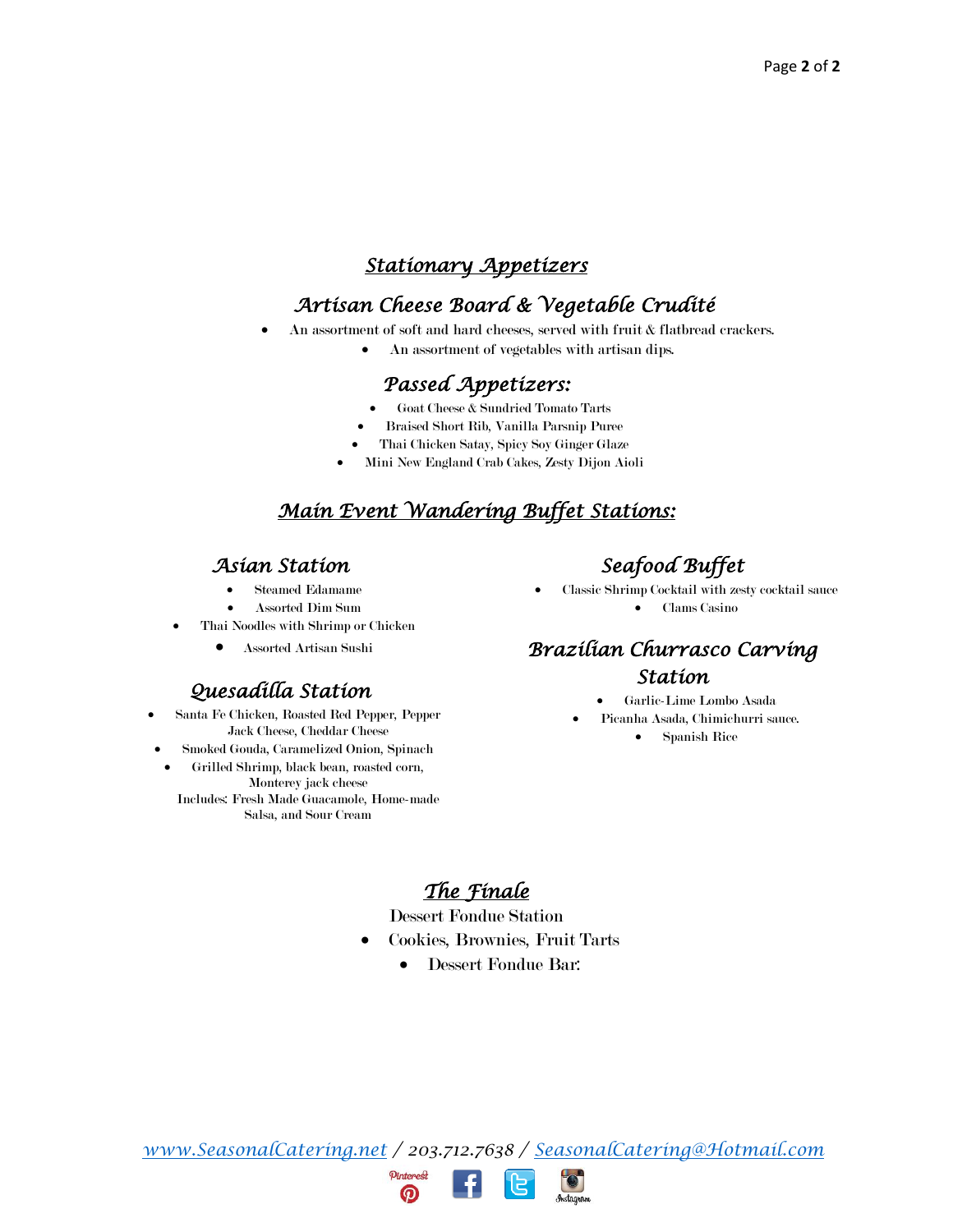## Stationary Appetizers

### Artisan Cheese Board & Vegetable Crudité

- An assortment of soft and hard cheeses, served with fruit & flatbread crackers.
- An assortment of vegetables with artisan dips.

### Passed Appetizers:

- Goat Cheese & Sundried Tomato Tarts
- Braised Short Rib, Vanilla Parsnip Puree
- Thai Chicken Satay, Spicy Soy Ginger Glaze
- Mini New England Crab Cakes, Zesty Dijon Aioli

## Main Event Wandering Buffet Stations:

### Asian Station

- Steamed Edamame
- Assorted Dim Sum
- Thai Noodles with Shrimp or Chicken
- Assorted Artisan Sushi

### Quesadilla Station

- Santa Fe Chicken, Roasted Red Pepper, Pepper Jack Cheese, Cheddar Cheese
- Smoked Gouda, Caramelized Onion, Spinach
- Grilled Shrimp, black bean, roasted corn, Monterey jack cheese

Includes: Fresh Made Guacamole, Home-made Salsa, and Sour Cream

### Seafood Buffet

- Classic Shrimp Cocktail with zesty cocktail sauce
- Clams Casino

### Brazilian Churrasco Carving Station

- Garlic-Lime Lombo Asada
- Picanha Asada, Chimichurri sauce.
- Spanish Rice

## The Finale

Dessert Fondue Station

- Cookies, Brownies, Fruit Tarts
- Dessert Fondue Bar.

www.SeasonalCatering.net / 203.712.7638 / SeasonalCatering@Hotmail.com